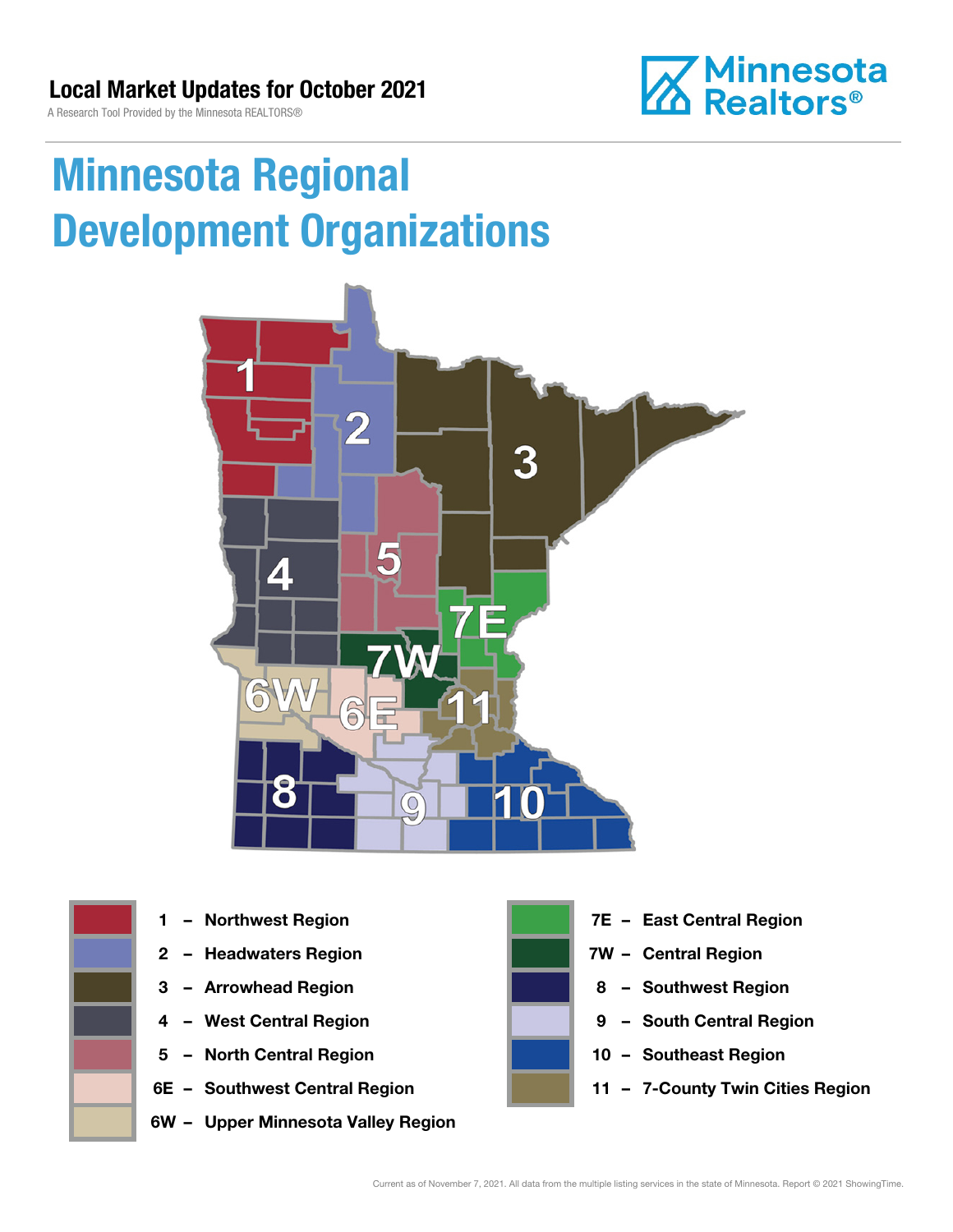## Local Market Updates for October 2021

A Research Tool Provided by the Minnesota REALTORS®

Minnesota Realtors®

# Minnesota Regional Development Organizations

- 1 – Northwest Region
- 2 – Headwaters Region
- 3 – Arrowhead Region
- 4 – West Central Region
- 5 – North Central Region
- 6E – Southwest Central Region
- 6W – Upper Minnesota Valley Region
- 7E – East Central Region
- 7W – Central Region
- 8 – Southwest Region
- 9 – South Central Region
- 10 – Southeast Region
- 11 – 7-County Twin Cities Region

Current as of November 7, 2021. All data from the multiple listing services in the state of Minnesota. Report © 2021 ShowingTime.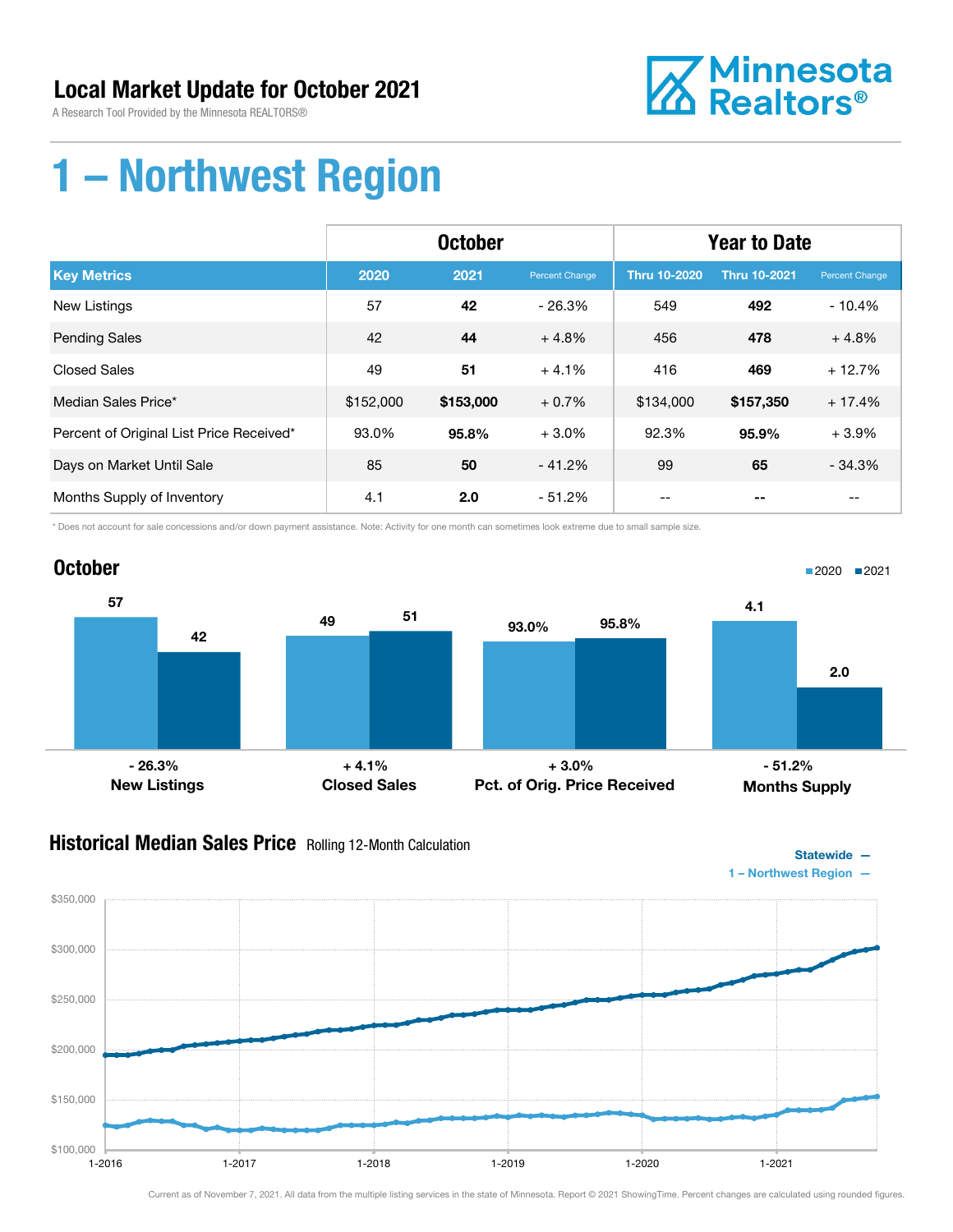# Local Market Update for October 2021

A Research Tool Provided by the Minnesota REALTORS®

# 1 – Northwest Region

| | October | | | Year to Date | | |
|---|---|---|---|---|---|---|
| **Key Metrics** | **2020** | **2021** | Percent Change | **Thru 10-2020** | **Thru 10-2021** | Percent Change |
| New Listings | 57 | **42** | - 26.3% | 549 | **492** | - 10.4% |
| Pending Sales | 42 | **44** | + 4.8% | 456 | **478** | + 4.8% |
| Closed Sales | 49 | **51** | + 4.1% | 416 | **469** | + 12.7% |
| Median Sales Price* | $152,000 | **$153,000** | + 0.7% | $134,000 | **$157,350** | + 17.4% |
| Percent of Original List Price Received* | 93.0% | **95.8%** | + 3.0% | 92.3% | **95.9%** | + 3.9% |
| Days on Market Until Sale | 85 | **50** | - 41.2% | 99 | **65** | - 34.3% |
| Months Supply of Inventory | 4.1 | **2.0** | - 51.2% | -- | **--** | -- |

\* Does not account for sale concessions and/or down payment assistance. Note: Activity for one month can sometimes look extreme due to small sample size.

## October

| | 2020 | 2021 | Change |
|---|---|---|---|
| New Listings | 57 | 42 | - 26.3% |
| Closed Sales | 49 | 51 | + 4.1% |
| Pct. of Orig. Price Received | 93.0% | 95.8% | + 3.0% |
| Months Supply | 4.1 | 2.0 | - 51.2% |

## Historical Median Sales Price
Rolling 12-Month Calculation

Statewide —
1 – Northwest Region —

Current as of November 7, 2021. All data from the multiple listing services in the state of Minnesota. Report © 2021 ShowingTime. Percent changes are calculated using rounded figures.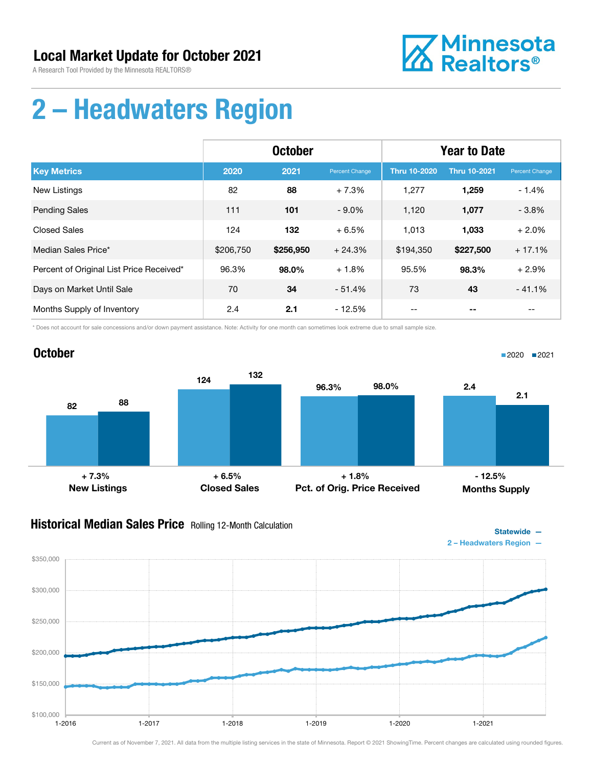# Local Market Update for October 2021

A Research Tool Provided by the Minnesota REALTORS®

Minnesota Realtors®

# 2 – Headwaters Region

| | October | | | Year to Date | | |
|---|---|---|---|---|---|---|
| **Key Metrics** | **2020** | **2021** | **Percent Change** | **Thru 10-2020** | **Thru 10-2021** | **Percent Change** |
| New Listings | 82 | **88** | + 7.3% | 1,277 | **1,259** | - 1.4% |
| Pending Sales | 111 | **101** | - 9.0% | 1,120 | **1,077** | - 3.8% |
| Closed Sales | 124 | **132** | + 6.5% | 1,013 | **1,033** | + 2.0% |
| Median Sales Price* | $206,750 | **$256,950** | + 24.3% | $194,350 | **$227,500** | + 17.1% |
| Percent of Original List Price Received* | 96.3% | **98.0%** | + 1.8% | 95.5% | **98.3%** | + 2.9% |
| Days on Market Until Sale | 70 | **34** | - 51.4% | 73 | **43** | - 41.1% |
| Months Supply of Inventory | 2.4 | **2.1** | - 12.5% | -- | **--** | -- |

\* Does not account for sale concessions and/or down payment assistance. Note: Activity for one month can sometimes look extreme due to small sample size.

## October

| | 2020 | 2021 | Change |
|---|---|---|---|
| New Listings | 82 | 88 | + 7.3% |
| Closed Sales | 124 | 132 | + 6.5% |
| Pct. of Orig. Price Received | 96.3% | 98.0% | + 1.8% |
| Months Supply | 2.4 | 2.1 | - 12.5% |

## Historical Median Sales Price Rolling 12-Month Calculation

Statewide —
2 – Headwaters Region —

Current as of November 7, 2021. All data from the multiple listing services in the state of Minnesota. Report © 2021 ShowingTime. Percent changes are calculated using rounded figures.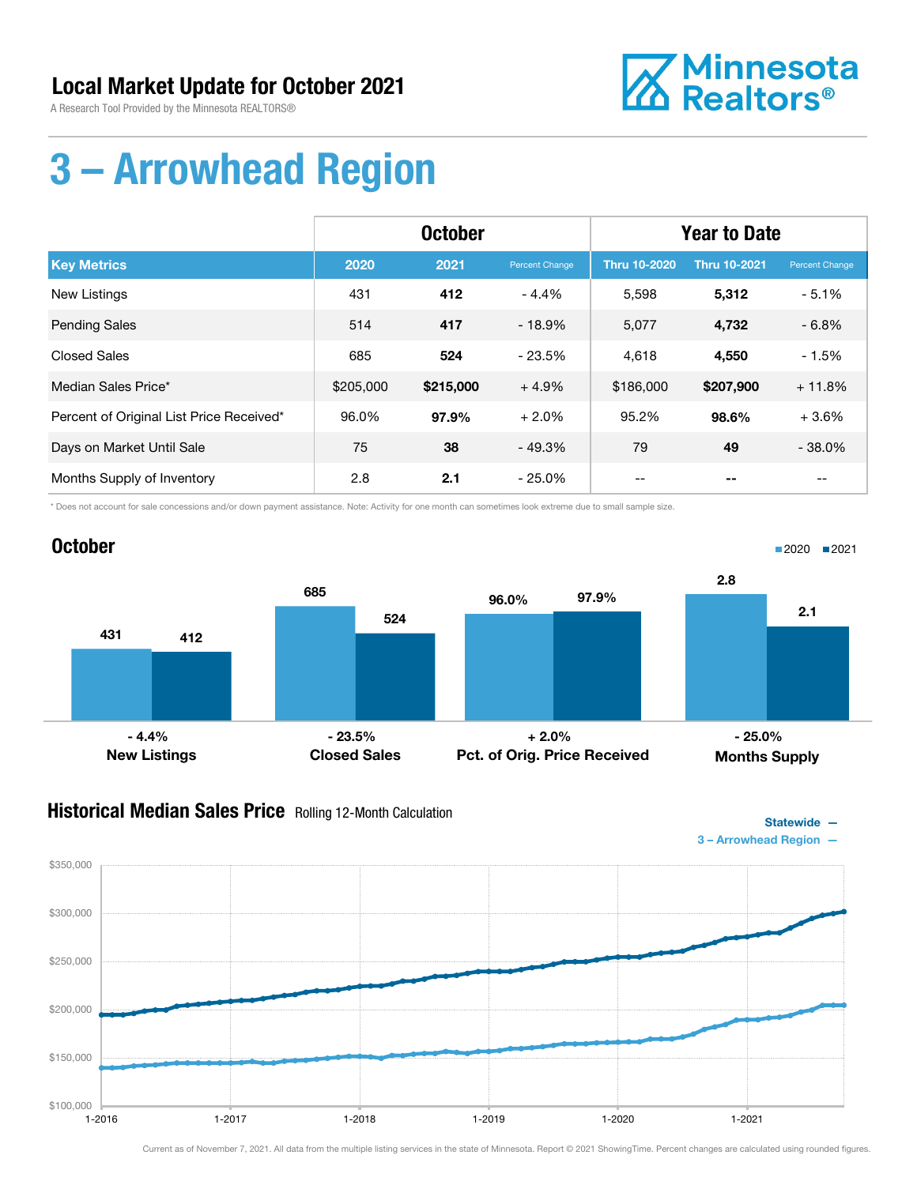# Local Market Update for October 2021

A Research Tool Provided by the Minnesota REALTORS®

Minnesota Realtors®

# 3 – Arrowhead Region

| | October | | | Year to Date | | |
|---|---|---|---|---|---|---|
| **Key Metrics** | **2020** | **2021** | **Percent Change** | **Thru 10-2020** | **Thru 10-2021** | **Percent Change** |
| New Listings | 431 | **412** | - 4.4% | 5,598 | **5,312** | - 5.1% |
| Pending Sales | 514 | **417** | - 18.9% | 5,077 | **4,732** | - 6.8% |
| Closed Sales | 685 | **524** | - 23.5% | 4,618 | **4,550** | - 1.5% |
| Median Sales Price* | $205,000 | **$215,000** | + 4.9% | $186,000 | **$207,900** | + 11.8% |
| Percent of Original List Price Received* | 96.0% | **97.9%** | + 2.0% | 95.2% | **98.6%** | + 3.6% |
| Days on Market Until Sale | 75 | **38** | - 49.3% | 79 | **49** | - 38.0% |
| Months Supply of Inventory | 2.8 | **2.1** | - 25.0% | -- | **--** | -- |

\* Does not account for sale concessions and/or down payment assistance. Note: Activity for one month can sometimes look extreme due to small sample size.

## October

2020 ■ 2021 ■

| | 2020 | 2021 | Change |
|---|---|---|---|
| New Listings | 431 | 412 | - 4.4% |
| Closed Sales | 685 | 524 | - 23.5% |
| Pct. of Orig. Price Received | 96.0% | 97.9% | + 2.0% |
| Months Supply | 2.8 | 2.1 | - 25.0% |

## Historical Median Sales Price Rolling 12-Month Calculation

Statewide —
3 – Arrowhead Region —

Current as of November 7, 2021. All data from the multiple listing services in the state of Minnesota. Report © 2021 ShowingTime. Percent changes are calculated using rounded figures.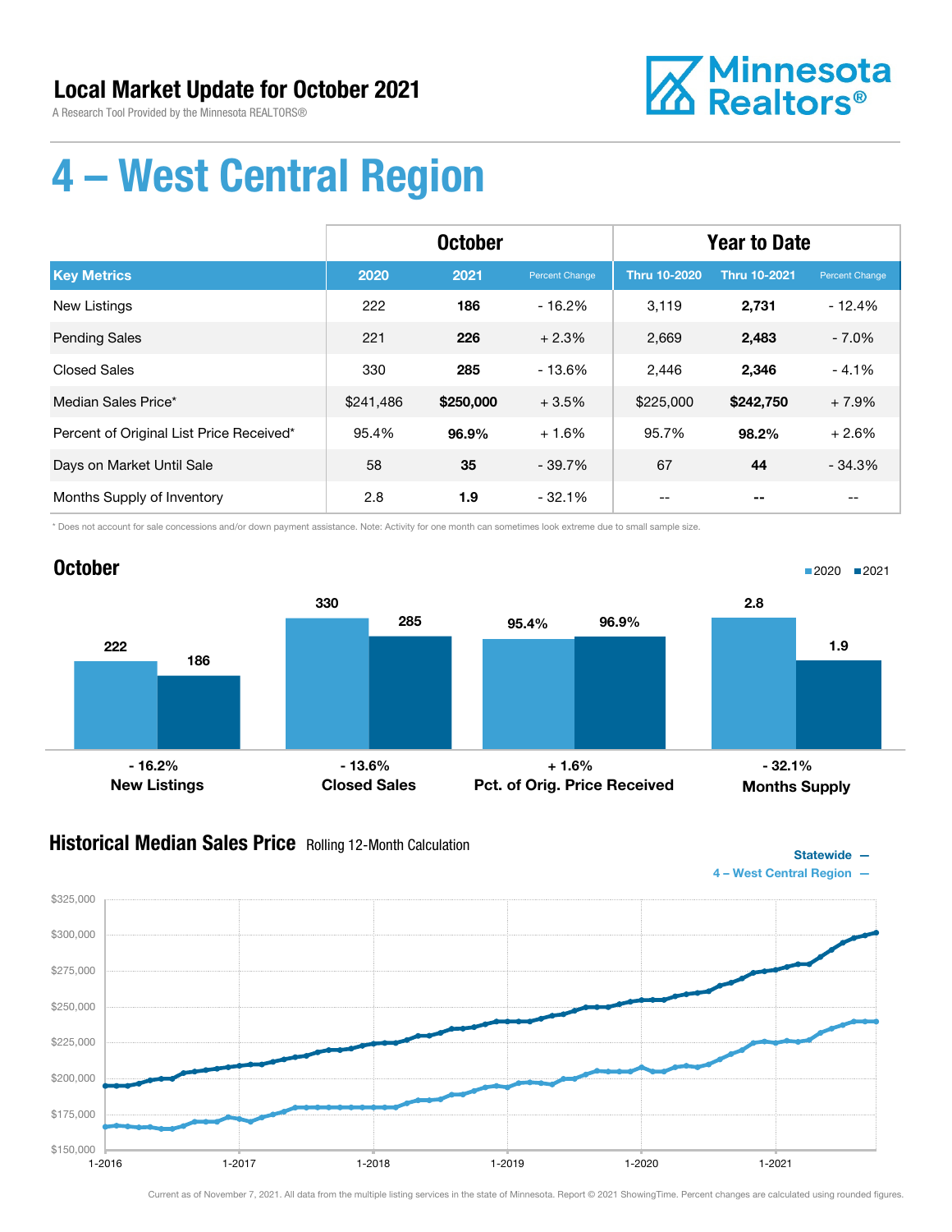# Local Market Update for October 2021

A Research Tool Provided by the Minnesota REALTORS®

Minnesota Realtors®

# 4 – West Central Region

| | October | | | Year to Date | | |
|---|---|---|---|---|---|---|
| **Key Metrics** | **2020** | **2021** | **Percent Change** | **Thru 10-2020** | **Thru 10-2021** | **Percent Change** |
| New Listings | 222 | **186** | - 16.2% | 3,119 | **2,731** | - 12.4% |
| Pending Sales | 221 | **226** | + 2.3% | 2,669 | **2,483** | - 7.0% |
| Closed Sales | 330 | **285** | - 13.6% | 2,446 | **2,346** | - 4.1% |
| Median Sales Price* | $241,486 | **$250,000** | + 3.5% | $225,000 | **$242,750** | + 7.9% |
| Percent of Original List Price Received* | 95.4% | **96.9%** | + 1.6% | 95.7% | **98.2%** | + 2.6% |
| Days on Market Until Sale | 58 | **35** | - 39.7% | 67 | **44** | - 34.3% |
| Months Supply of Inventory | 2.8 | **1.9** | - 32.1% | -- | **--** | -- |

\* Does not account for sale concessions and/or down payment assistance. Note: Activity for one month can sometimes look extreme due to small sample size.

## October

| | 2020 | 2021 | Change |
|---|---|---|---|
| New Listings | 222 | 186 | - 16.2% |
| Closed Sales | 330 | 285 | - 13.6% |
| Pct. of Orig. Price Received | 95.4% | 96.9% | + 1.6% |
| Months Supply | 2.8 | 1.9 | - 32.1% |

## Historical Median Sales Price Rolling 12-Month Calculation

Statewide —
4 – West Central Region —

Current as of November 7, 2021. All data from the multiple listing services in the state of Minnesota. Report © 2021 ShowingTime. Percent changes are calculated using rounded figures.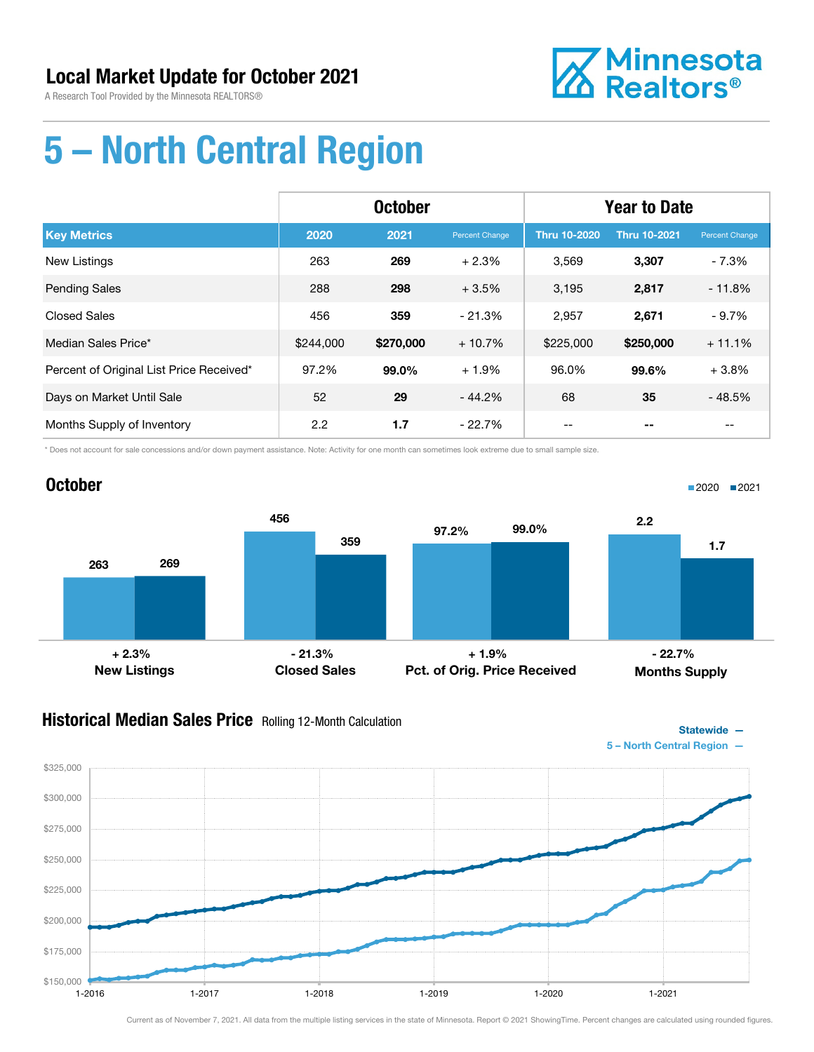# Local Market Update for October 2021

A Research Tool Provided by the Minnesota REALTORS®

Minnesota Realtors®

# 5 – North Central Region

| | October | | | Year to Date | | |
|---|---|---|---|---|---|---|
| **Key Metrics** | **2020** | **2021** | **Percent Change** | **Thru 10-2020** | **Thru 10-2021** | **Percent Change** |
| New Listings | 263 | **269** | + 2.3% | 3,569 | **3,307** | - 7.3% |
| Pending Sales | 288 | **298** | + 3.5% | 3,195 | **2,817** | - 11.8% |
| Closed Sales | 456 | **359** | - 21.3% | 2,957 | **2,671** | - 9.7% |
| Median Sales Price* | $244,000 | **$270,000** | + 10.7% | $225,000 | **$250,000** | + 11.1% |
| Percent of Original List Price Received* | 97.2% | **99.0%** | + 1.9% | 96.0% | **99.6%** | + 3.8% |
| Days on Market Until Sale | 52 | **29** | - 44.2% | 68 | **35** | - 48.5% |
| Months Supply of Inventory | 2.2 | **1.7** | - 22.7% | -- | **--** | -- |

\* Does not account for sale concessions and/or down payment assistance. Note: Activity for one month can sometimes look extreme due to small sample size.

## October

| | 2020 | 2021 | Change |
|---|---|---|---|
| New Listings | 263 | 269 | + 2.3% |
| Closed Sales | 456 | 359 | - 21.3% |
| Pct. of Orig. Price Received | 97.2% | 99.0% | + 1.9% |
| Months Supply | 2.2 | 1.7 | - 22.7% |

## Historical Median Sales Price Rolling 12-Month Calculation

Statewide —
5 – North Central Region —

Current as of November 7, 2021. All data from the multiple listing services in the state of Minnesota. Report © 2021 ShowingTime. Percent changes are calculated using rounded figures.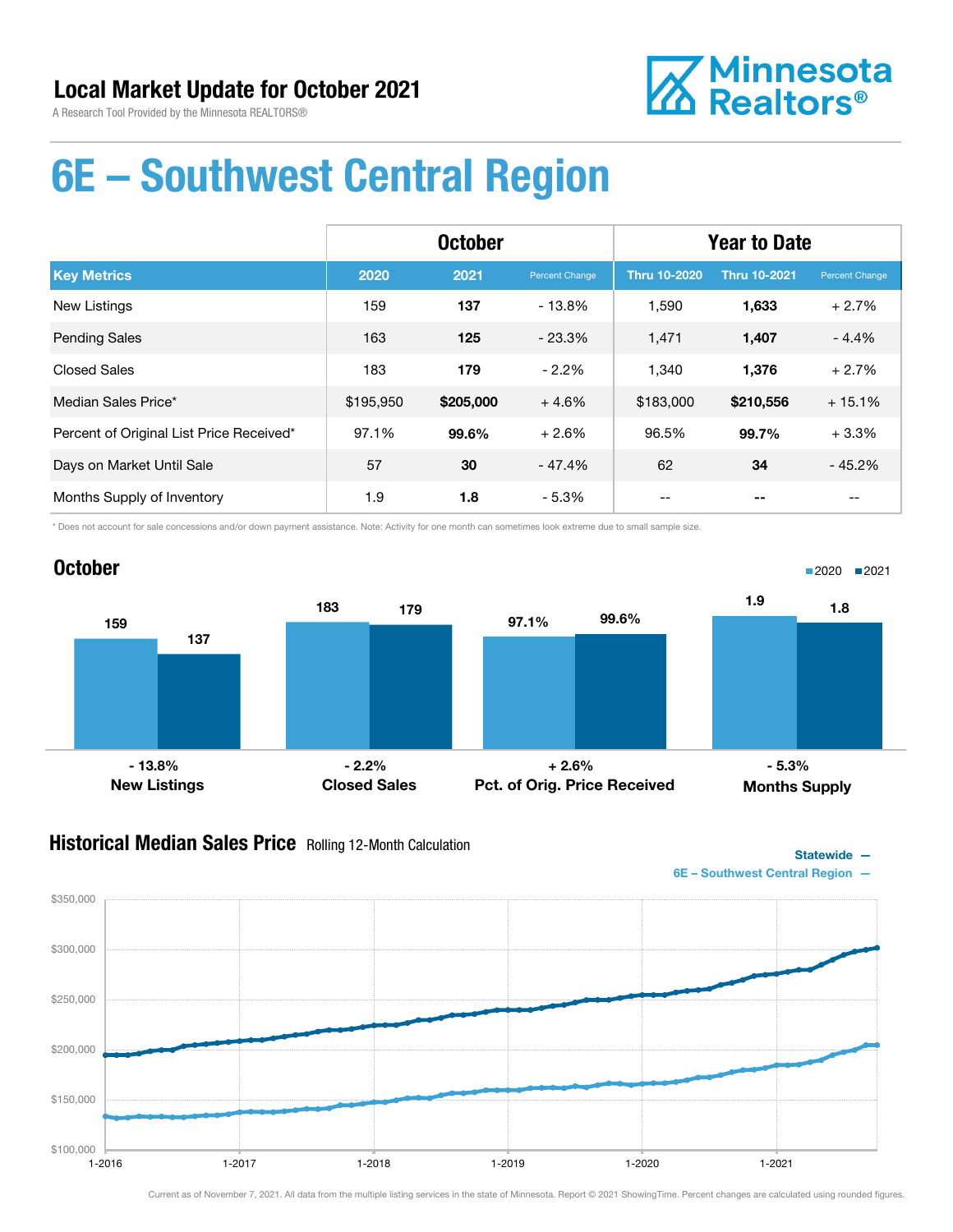## Local Market Update for October 2021

A Research Tool Provided by the Minnesota REALTORS®

Minnesota Realtors®

# 6E – Southwest Central Region

| | October | | | Year to Date | | |
|---|---|---|---|---|---|---|
| **Key Metrics** | **2020** | **2021** | **Percent Change** | **Thru 10-2020** | **Thru 10-2021** | **Percent Change** |
| New Listings | 159 | **137** | - 13.8% | 1,590 | **1,633** | + 2.7% |
| Pending Sales | 163 | **125** | - 23.3% | 1,471 | **1,407** | - 4.4% |
| Closed Sales | 183 | **179** | - 2.2% | 1,340 | **1,376** | + 2.7% |
| Median Sales Price* | $195,950 | **$205,000** | + 4.6% | $183,000 | **$210,556** | + 15.1% |
| Percent of Original List Price Received* | 97.1% | **99.6%** | + 2.6% | 96.5% | **99.7%** | + 3.3% |
| Days on Market Until Sale | 57 | **30** | - 47.4% | 62 | **34** | - 45.2% |
| Months Supply of Inventory | 1.9 | **1.8** | - 5.3% | -- | **--** | -- |

\* Does not account for sale concessions and/or down payment assistance. Note: Activity for one month can sometimes look extreme due to small sample size.

## October

| | 2020 | 2021 | Change |
|---|---|---|---|
| New Listings | 159 | 137 | - 13.8% |
| Closed Sales | 183 | 179 | - 2.2% |
| Pct. of Orig. Price Received | 97.1% | 99.6% | + 2.6% |
| Months Supply | 1.9 | 1.8 | - 5.3% |

## Historical Median Sales Price

Rolling 12-Month Calculation

Statewide —
6E – Southwest Central Region —

Current as of November 7, 2021. All data from the multiple listing services in the state of Minnesota. Report © 2021 ShowingTime. Percent changes are calculated using rounded figures.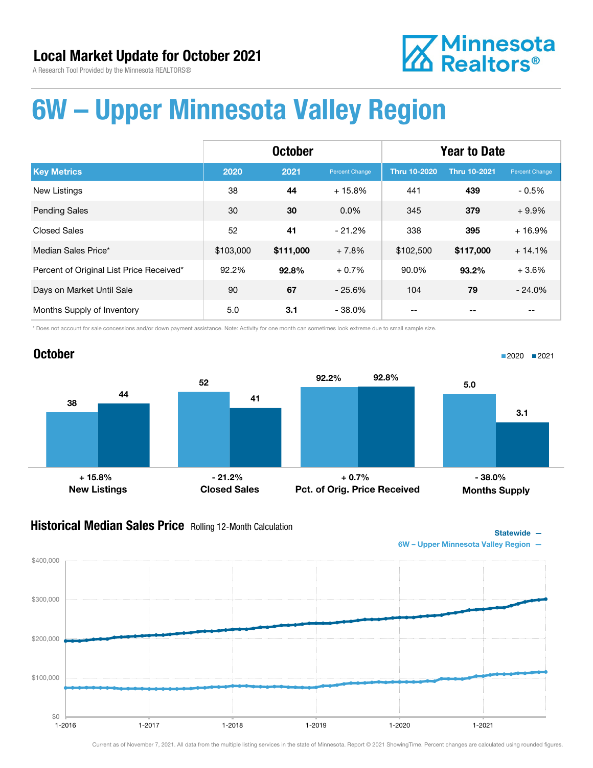## Local Market Update for October 2021

A Research Tool Provided by the Minnesota REALTORS®

Minnesota Realtors®

# 6W – Upper Minnesota Valley Region

| | October | | | Year to Date | | |
|---|---|---|---|---|---|---|
| **Key Metrics** | **2020** | **2021** | **Percent Change** | **Thru 10-2020** | **Thru 10-2021** | **Percent Change** |
| New Listings | 38 | **44** | + 15.8% | 441 | **439** | - 0.5% |
| Pending Sales | 30 | **30** | 0.0% | 345 | **379** | + 9.9% |
| Closed Sales | 52 | **41** | - 21.2% | 338 | **395** | + 16.9% |
| Median Sales Price* | $103,000 | **$111,000** | + 7.8% | $102,500 | **$117,000** | + 14.1% |
| Percent of Original List Price Received* | 92.2% | **92.8%** | + 0.7% | 90.0% | **93.2%** | + 3.6% |
| Days on Market Until Sale | 90 | **67** | - 25.6% | 104 | **79** | - 24.0% |
| Months Supply of Inventory | 5.0 | **3.1** | - 38.0% | -- | **--** | -- |

* Does not account for sale concessions and/or down payment assistance. Note: Activity for one month can sometimes look extreme due to small sample size.

## October

| | 2020 | 2021 | Change |
|---|---|---|---|
| New Listings | 38 | 44 | + 15.8% |
| Closed Sales | 52 | 41 | - 21.2% |
| Pct. of Orig. Price Received | 92.2% | 92.8% | + 0.7% |
| Months Supply | 5.0 | 3.1 | - 38.0% |

## Historical Median Sales Price Rolling 12-Month Calculation

Statewide —
6W – Upper Minnesota Valley Region —

Current as of November 7, 2021. All data from the multiple listing services in the state of Minnesota. Report © 2021 ShowingTime. Percent changes are calculated using rounded figures.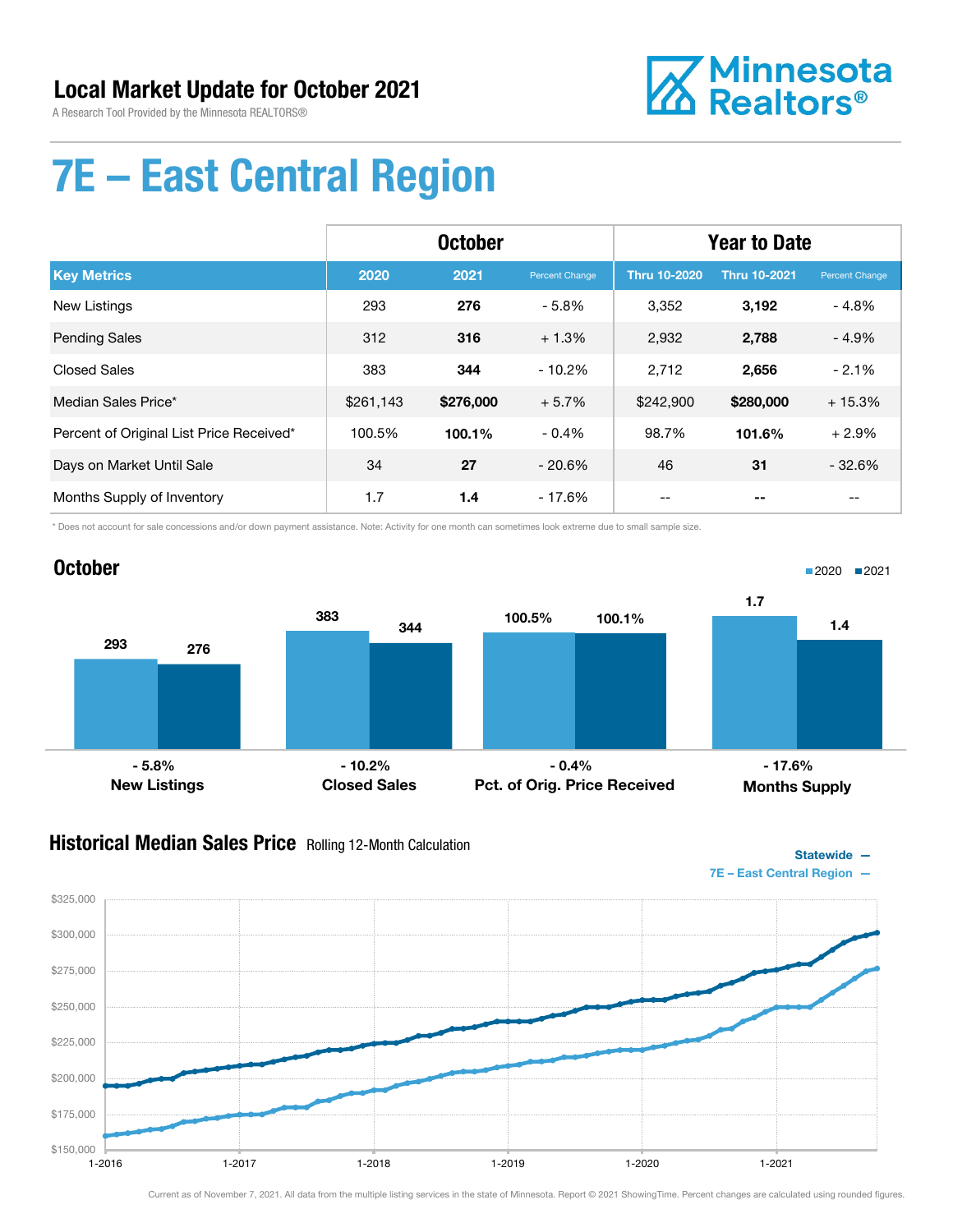# Local Market Update for October 2021

A Research Tool Provided by the Minnesota REALTORS®

Minnesota Realtors®

# 7E – East Central Region

| | October | | | Year to Date | | |
|---|---|---|---|---|---|---|
| **Key Metrics** | **2020** | **2021** | **Percent Change** | **Thru 10-2020** | **Thru 10-2021** | **Percent Change** |
| New Listings | 293 | **276** | - 5.8% | 3,352 | **3,192** | - 4.8% |
| Pending Sales | 312 | **316** | + 1.3% | 2,932 | **2,788** | - 4.9% |
| Closed Sales | 383 | **344** | - 10.2% | 2,712 | **2,656** | - 2.1% |
| Median Sales Price* | $261,143 | **$276,000** | + 5.7% | $242,900 | **$280,000** | + 15.3% |
| Percent of Original List Price Received* | 100.5% | **100.1%** | - 0.4% | 98.7% | **101.6%** | + 2.9% |
| Days on Market Until Sale | 34 | **27** | - 20.6% | 46 | **31** | - 32.6% |
| Months Supply of Inventory | 1.7 | **1.4** | - 17.6% | -- | **--** | -- |

\* Does not account for sale concessions and/or down payment assistance. Note: Activity for one month can sometimes look extreme due to small sample size.

## October

2020 ■ 2021 ■

| | 2020 | 2021 | Change |
|---|---|---|---|
| New Listings | 293 | 276 | - 5.8% |
| Closed Sales | 383 | 344 | - 10.2% |
| Pct. of Orig. Price Received | 100.5% | 100.1% | - 0.4% |
| Months Supply | 1.7 | 1.4 | - 17.6% |

## Historical Median Sales Price Rolling 12-Month Calculation

Statewide —
7E – East Central Region —

Current as of November 7, 2021. All data from the multiple listing services in the state of Minnesota. Report © 2021 ShowingTime. Percent changes are calculated using rounded figures.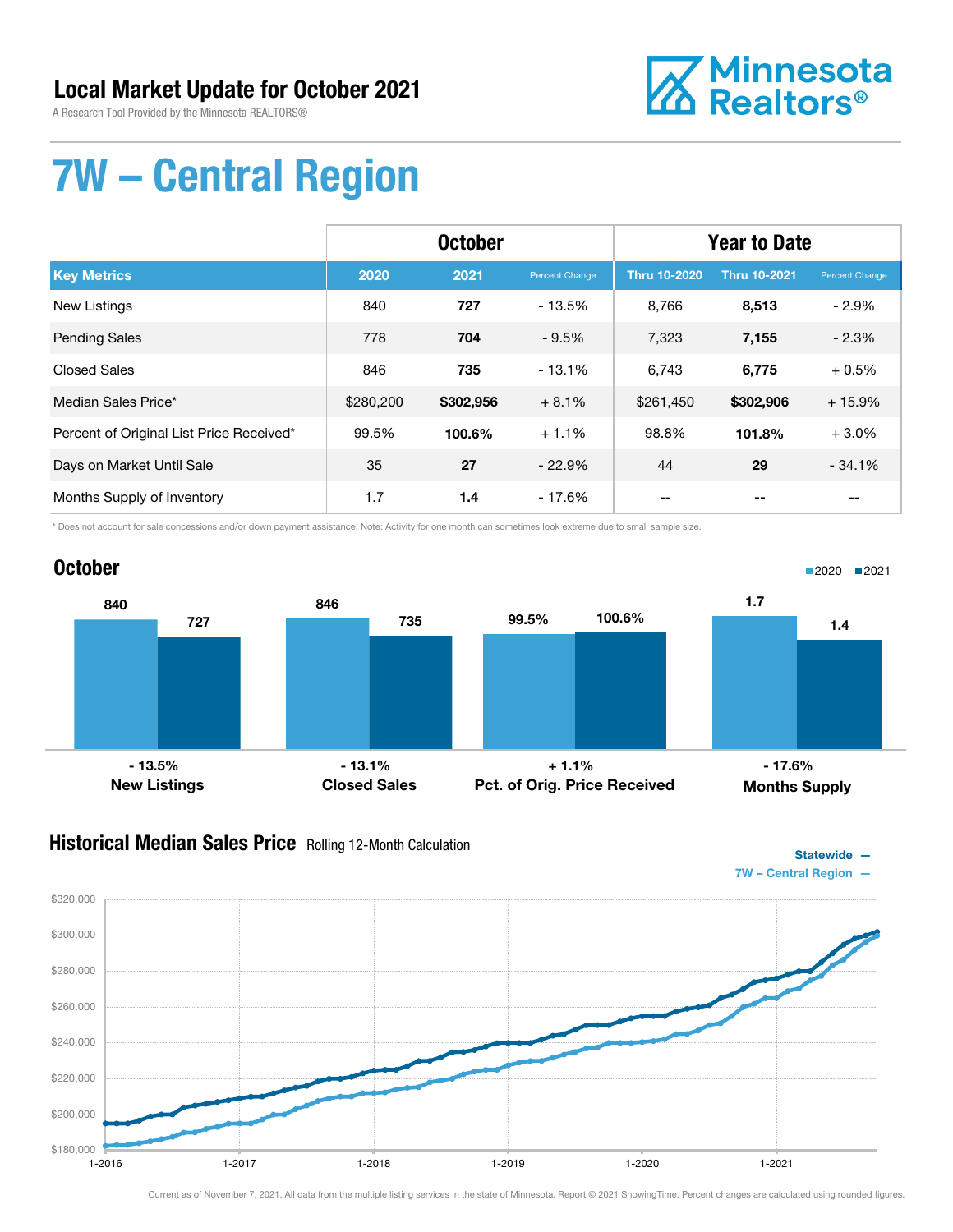# Local Market Update for October 2021

A Research Tool Provided by the Minnesota REALTORS®

# 7W – Central Region

| | October | | | Year to Date | | |
|---|---|---|---|---|---|---|
| **Key Metrics** | **2020** | **2021** | **Percent Change** | **Thru 10-2020** | **Thru 10-2021** | **Percent Change** |
| New Listings | 840 | **727** | - 13.5% | 8,766 | **8,513** | - 2.9% |
| Pending Sales | 778 | **704** | - 9.5% | 7,323 | **7,155** | - 2.3% |
| Closed Sales | 846 | **735** | - 13.1% | 6,743 | **6,775** | + 0.5% |
| Median Sales Price* | $280,200 | **$302,956** | + 8.1% | $261,450 | **$302,906** | + 15.9% |
| Percent of Original List Price Received* | 99.5% | **100.6%** | + 1.1% | 98.8% | **101.8%** | + 3.0% |
| Days on Market Until Sale | 35 | **27** | - 22.9% | 44 | **29** | - 34.1% |
| Months Supply of Inventory | 1.7 | **1.4** | - 17.6% | -- | **--** | -- |

* Does not account for sale concessions and/or down payment assistance. Note: Activity for one month can sometimes look extreme due to small sample size.

## October

| | 2020 | 2021 | Change |
|---|---|---|---|
| New Listings | 840 | 727 | - 13.5% |
| Closed Sales | 846 | 735 | - 13.1% |
| Pct. of Orig. Price Received | 99.5% | 100.6% | + 1.1% |
| Months Supply | 1.7 | 1.4 | - 17.6% |

## Historical Median Sales Price Rolling 12-Month Calculation

Statewide —
7W – Central Region —

Current as of November 7, 2021. All data from the multiple listing services in the state of Minnesota. Report © 2021 ShowingTime. Percent changes are calculated using rounded figures.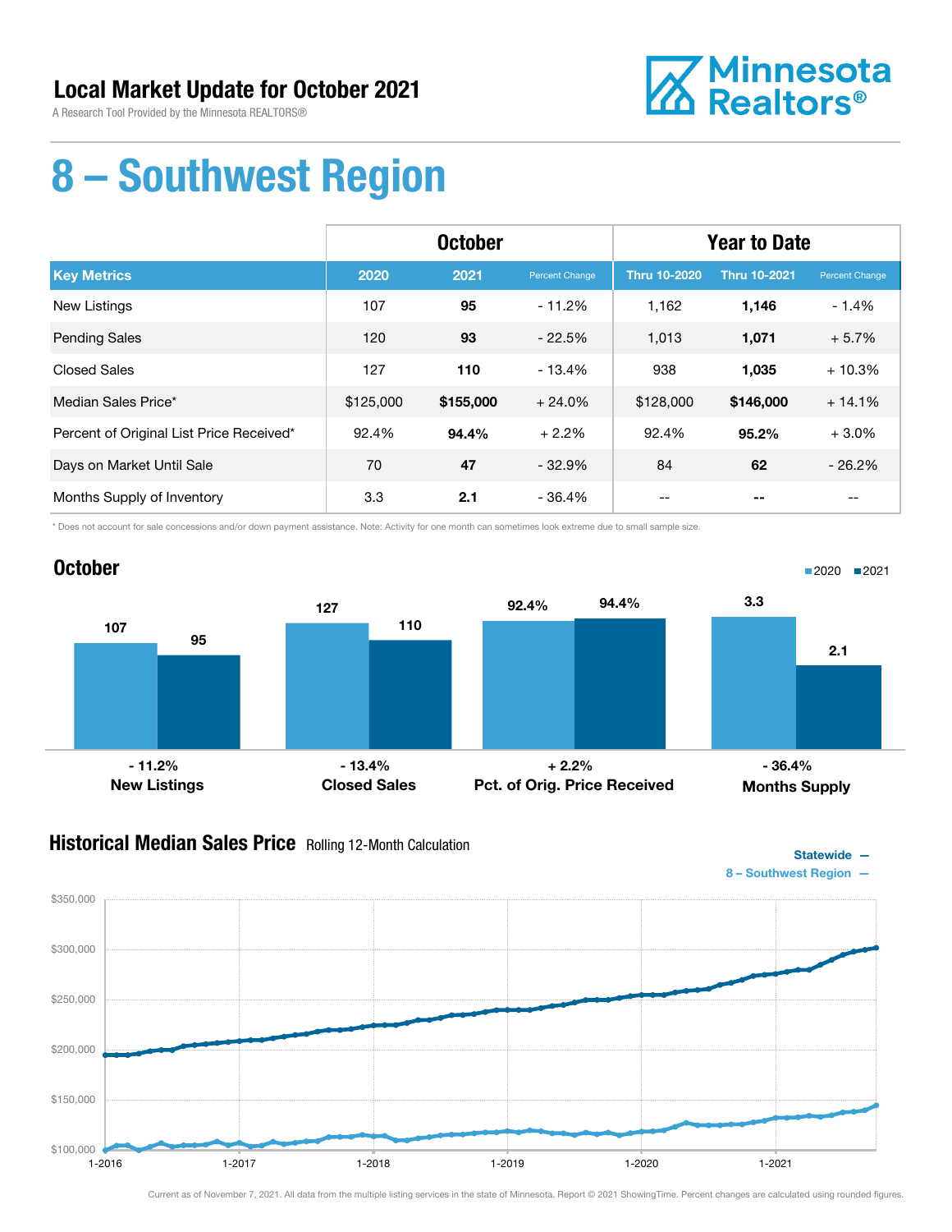# Local Market Update for October 2021

A Research Tool Provided by the Minnesota REALTORS®

Minnesota Realtors®

# 8 – Southwest Region

| | October | | | Year to Date | | |
|---|---|---|---|---|---|---|
| **Key Metrics** | **2020** | **2021** | **Percent Change** | **Thru 10-2020** | **Thru 10-2021** | **Percent Change** |
| New Listings | 107 | **95** | - 11.2% | 1,162 | **1,146** | - 1.4% |
| Pending Sales | 120 | **93** | - 22.5% | 1,013 | **1,071** | + 5.7% |
| Closed Sales | 127 | **110** | - 13.4% | 938 | **1,035** | + 10.3% |
| Median Sales Price* | $125,000 | **$155,000** | + 24.0% | $128,000 | **$146,000** | + 14.1% |
| Percent of Original List Price Received* | 92.4% | **94.4%** | + 2.2% | 92.4% | **95.2%** | + 3.0% |
| Days on Market Until Sale | 70 | **47** | - 32.9% | 84 | **62** | - 26.2% |
| Months Supply of Inventory | 3.3 | **2.1** | - 36.4% | -- | **--** | -- |

\* Does not account for sale concessions and/or down payment assistance. Note: Activity for one month can sometimes look extreme due to small sample size.

## October

| | 2020 | 2021 | Change |
|---|---|---|---|
| New Listings | 107 | 95 | - 11.2% |
| Closed Sales | 127 | 110 | - 13.4% |
| Pct. of Orig. Price Received | 92.4% | 94.4% | + 2.2% |
| Months Supply | 3.3 | 2.1 | - 36.4% |

## Historical Median Sales Price Rolling 12-Month Calculation

Statewide —
8 – Southwest Region —

Current as of November 7, 2021. All data from the multiple listing services in the state of Minnesota. Report © 2021 ShowingTime. Percent changes are calculated using rounded figures.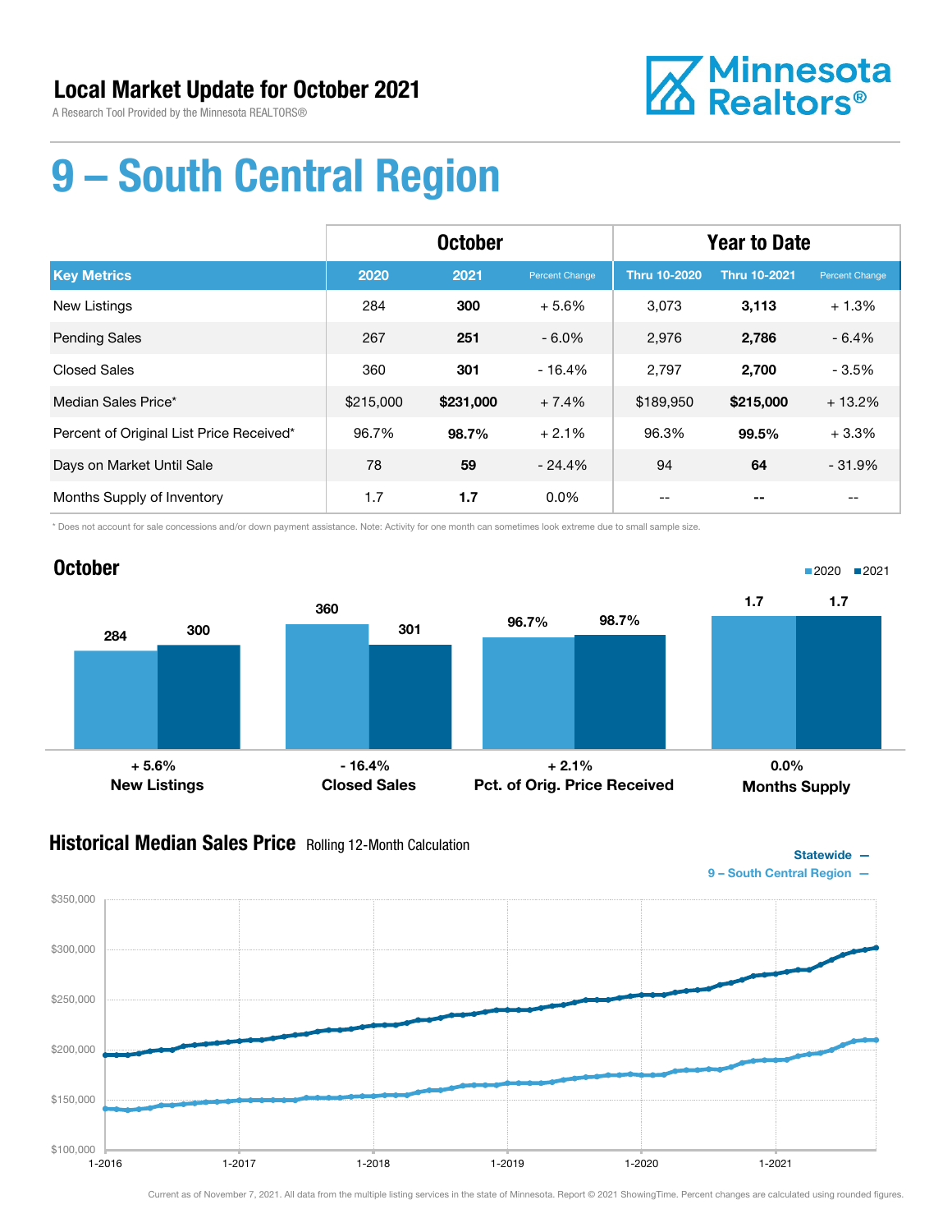## Local Market Update for October 2021

A Research Tool Provided by the Minnesota REALTORS®

Minnesota Realtors®

# 9 – South Central Region

| | October | | | Year to Date | | |
|---|---|---|---|---|---|---|
| **Key Metrics** | **2020** | **2021** | **Percent Change** | **Thru 10-2020** | **Thru 10-2021** | **Percent Change** |
| New Listings | 284 | **300** | + 5.6% | 3,073 | **3,113** | + 1.3% |
| Pending Sales | 267 | **251** | - 6.0% | 2,976 | **2,786** | - 6.4% |
| Closed Sales | 360 | **301** | - 16.4% | 2,797 | **2,700** | - 3.5% |
| Median Sales Price* | $215,000 | **$231,000** | + 7.4% | $189,950 | **$215,000** | + 13.2% |
| Percent of Original List Price Received* | 96.7% | **98.7%** | + 2.1% | 96.3% | **99.5%** | + 3.3% |
| Days on Market Until Sale | 78 | **59** | - 24.4% | 94 | **64** | - 31.9% |
| Months Supply of Inventory | 1.7 | **1.7** | 0.0% | -- | **--** | -- |

\* Does not account for sale concessions and/or down payment assistance. Note: Activity for one month can sometimes look extreme due to small sample size.

## October

| | 2020 | 2021 | Change |
|---|---|---|---|
| New Listings | 284 | 300 | + 5.6% |
| Closed Sales | 360 | 301 | - 16.4% |
| Pct. of Orig. Price Received | 96.7% | 98.7% | + 2.1% |
| Months Supply | 1.7 | 1.7 | 0.0% |

## Historical Median Sales Price Rolling 12-Month Calculation

Statewide —
9 – South Central Region —

Current as of November 7, 2021. All data from the multiple listing services in the state of Minnesota. Report © 2021 ShowingTime. Percent changes are calculated using rounded figures.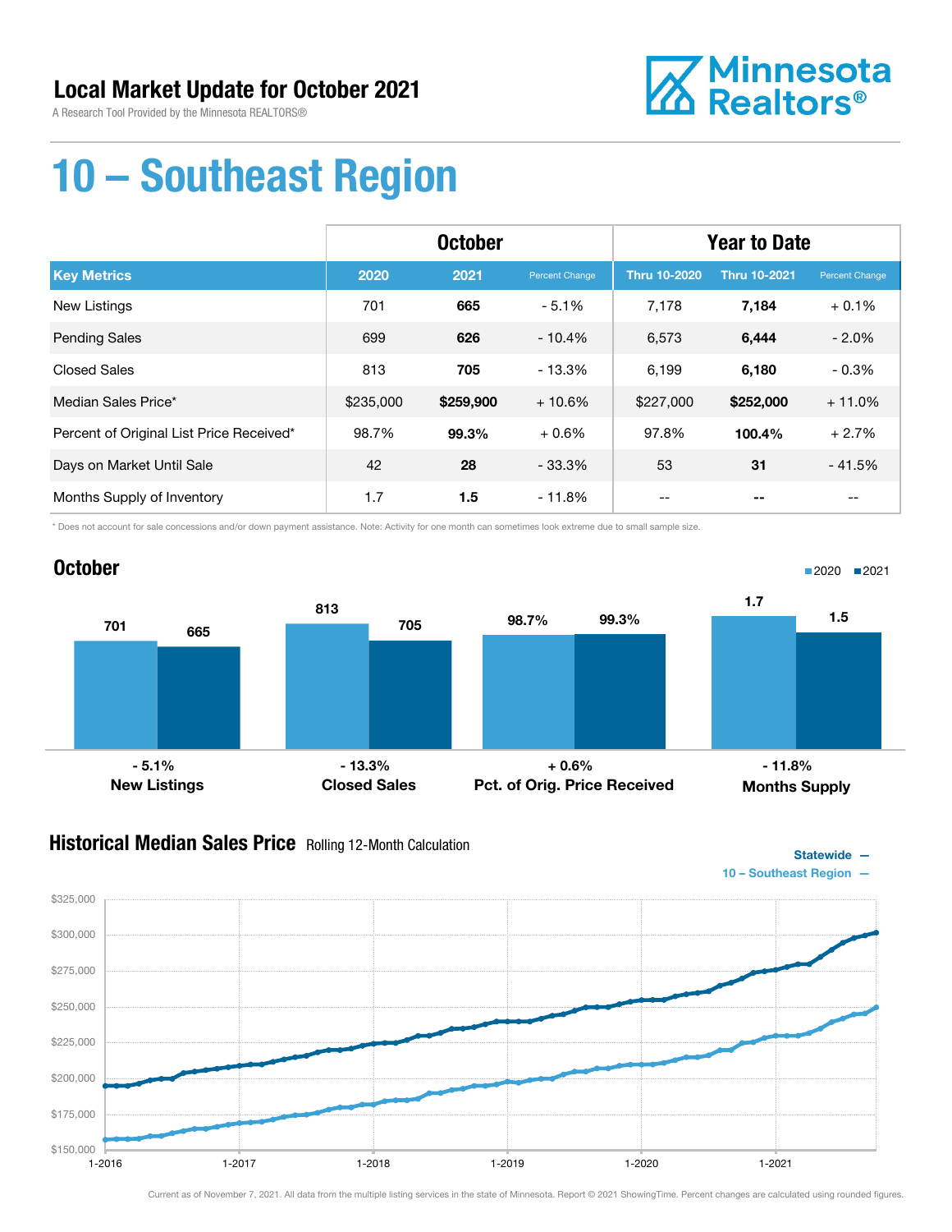## Local Market Update for October 2021

A Research Tool Provided by the Minnesota REALTORS®

# 10 – Southeast Region

| | October | | | Year to Date | | |
|---|---|---|---|---|---|---|
| **Key Metrics** | **2020** | **2021** | **Percent Change** | **Thru 10-2020** | **Thru 10-2021** | **Percent Change** |
| New Listings | 701 | **665** | - 5.1% | 7,178 | **7,184** | + 0.1% |
| Pending Sales | 699 | **626** | - 10.4% | 6,573 | **6,444** | - 2.0% |
| Closed Sales | 813 | **705** | - 13.3% | 6,199 | **6,180** | - 0.3% |
| Median Sales Price* | $235,000 | **$259,900** | + 10.6% | $227,000 | **$252,000** | + 11.0% |
| Percent of Original List Price Received* | 98.7% | **99.3%** | + 0.6% | 97.8% | **100.4%** | + 2.7% |
| Days on Market Until Sale | 42 | **28** | - 33.3% | 53 | **31** | - 41.5% |
| Months Supply of Inventory | 1.7 | **1.5** | - 11.8% | -- | **--** | -- |

\* Does not account for sale concessions and/or down payment assistance. Note: Activity for one month can sometimes look extreme due to small sample size.

## October

| | 2020 | 2021 | Change |
|---|---|---|---|
| New Listings | 701 | 665 | - 5.1% |
| Closed Sales | 813 | 705 | - 13.3% |
| Pct. of Orig. Price Received | 98.7% | 99.3% | + 0.6% |
| Months Supply | 1.7 | 1.5 | - 11.8% |

## Historical Median Sales Price Rolling 12-Month Calculation

Statewide —
10 – Southeast Region —

Current as of November 7, 2021. All data from the multiple listing services in the state of Minnesota. Report © 2021 ShowingTime. Percent changes are calculated using rounded figures.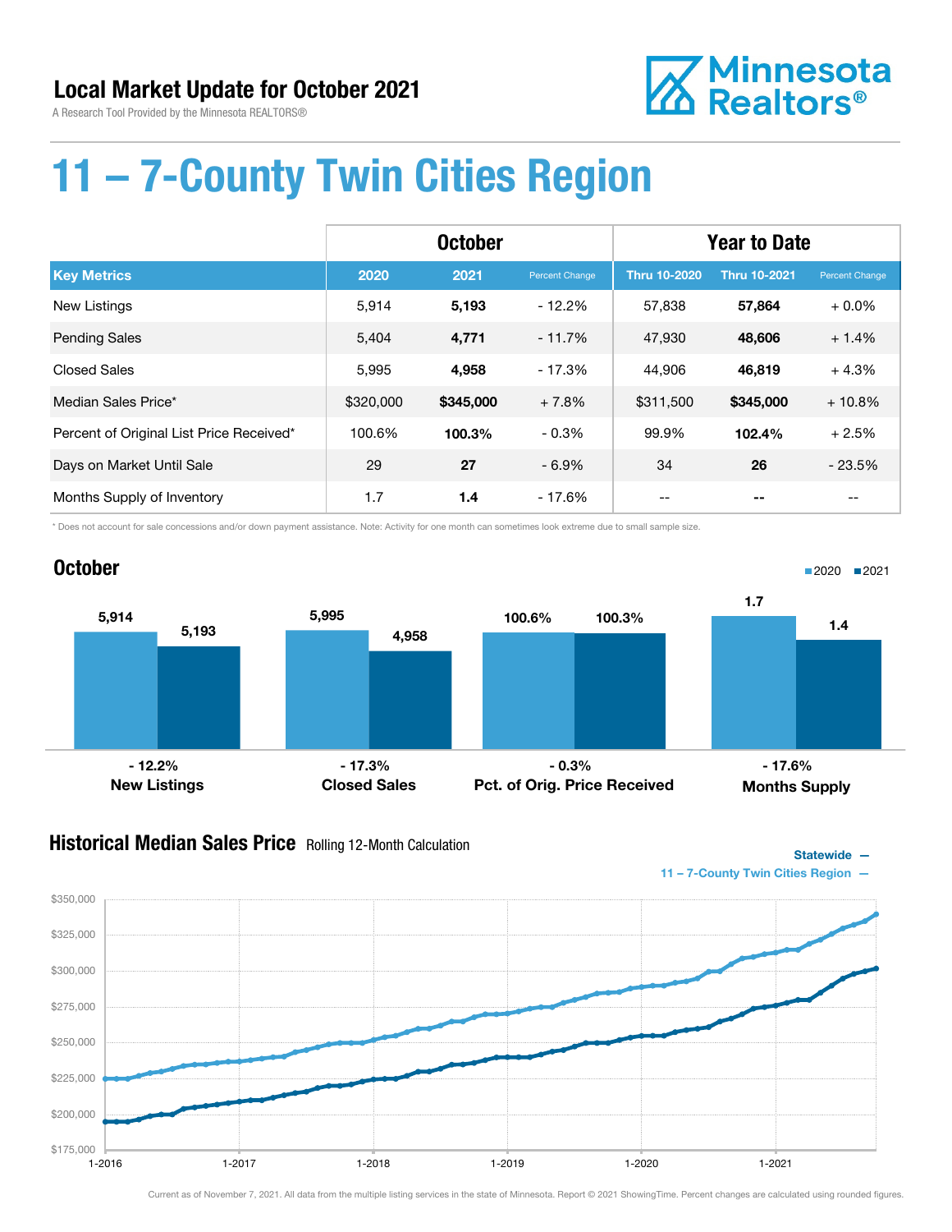# Local Market Update for October 2021

A Research Tool Provided by the Minnesota REALTORS®

Minnesota Realtors®

# 11 – 7-County Twin Cities Region

| | October | | | Year to Date | | |
|---|---|---|---|---|---|---|
| **Key Metrics** | **2020** | **2021** | **Percent Change** | **Thru 10-2020** | **Thru 10-2021** | **Percent Change** |
| New Listings | 5,914 | **5,193** | - 12.2% | 57,838 | **57,864** | + 0.0% |
| Pending Sales | 5,404 | **4,771** | - 11.7% | 47,930 | **48,606** | + 1.4% |
| Closed Sales | 5,995 | **4,958** | - 17.3% | 44,906 | **46,819** | + 4.3% |
| Median Sales Price* | $320,000 | **$345,000** | + 7.8% | $311,500 | **$345,000** | + 10.8% |
| Percent of Original List Price Received* | 100.6% | **100.3%** | - 0.3% | 99.9% | **102.4%** | + 2.5% |
| Days on Market Until Sale | 29 | **27** | - 6.9% | 34 | **26** | - 23.5% |
| Months Supply of Inventory | 1.7 | **1.4** | - 17.6% | -- | **--** | -- |

\* Does not account for sale concessions and/or down payment assistance. Note: Activity for one month can sometimes look extreme due to small sample size.

## October

2020 2021

5,914 5,193
- 12.2%
**New Listings**

5,995 4,958
- 17.3%
**Closed Sales**

100.6% 100.3%
- 0.3%
**Pct. of Orig. Price Received**

1.7 1.4
- 17.6%
**Months Supply**

## Historical Median Sales Price

Rolling 12-Month Calculation

Statewide —
11 – 7-County Twin Cities Region —

$350,000
$325,000
$300,000
$275,000
$250,000
$225,000
$200,000
$175,000

1-2016 1-2017 1-2018 1-2019 1-2020 1-2021

Current as of November 7, 2021. All data from the multiple listing services in the state of Minnesota. Report © 2021 ShowingTime. Percent changes are calculated using rounded figures.